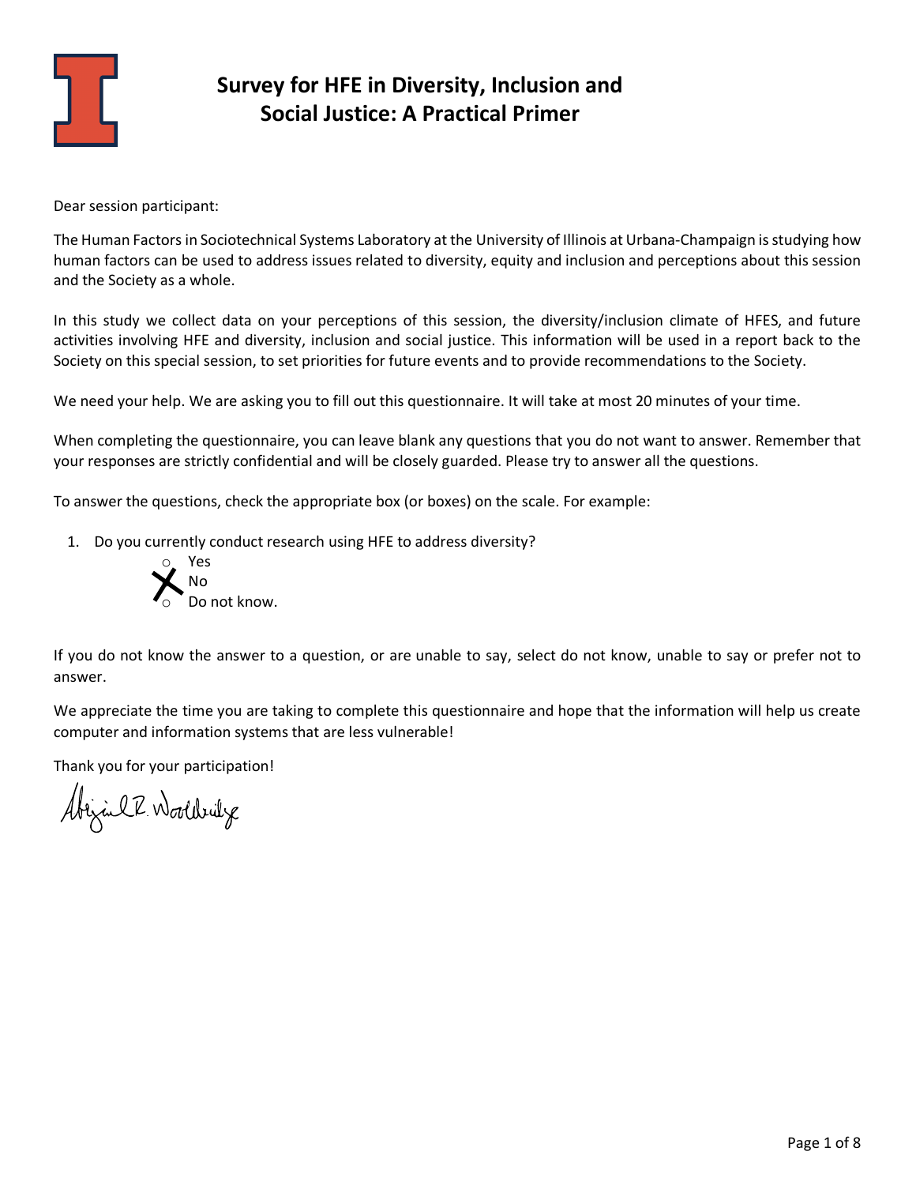# Survey for HFE in Diversity, Inclusion and Social Justice: A Practical Primer

Dear session participant:

The Human Factors in Sociotechnical Systems Laboratory at the University of Illinois at Urbana-Champaign is studying how human factors can be used to address issues related to diversity, equity and inclusion and perceptions about this session and the Society as a whole.

In this study we collect data on your perceptions of this session, the diversity/inclusion climate of HFES, and future activities involving HFE and diversity, inclusion and social justice. This information will be used in a report back to the Society on this special session, to set priorities for future events and to provide recommendations to the Society.

We need your help. We are asking you to fill out this questionnaire. It will take at most 20 minutes of your time.

When completing the questionnaire, you can leave blank any questions that you do not want to answer. Remember that your responses are strictly confidential and will be closely guarded. Please try to answer all the questions.

To answer the questions, check the appropriate box (or boxes) on the scale. For example:

1. Do you currently conduct research using HFE to address diversity?
   - ○ Yes
   - X No
   - ○ Do not know.

If you do not know the answer to a question, or are unable to say, select do not know, unable to say or prefer not to answer.

We appreciate the time you are taking to complete this questionnaire and hope that the information will help us create computer and information systems that are less vulnerable!

Thank you for your participation!

Abigail R. Wooldridge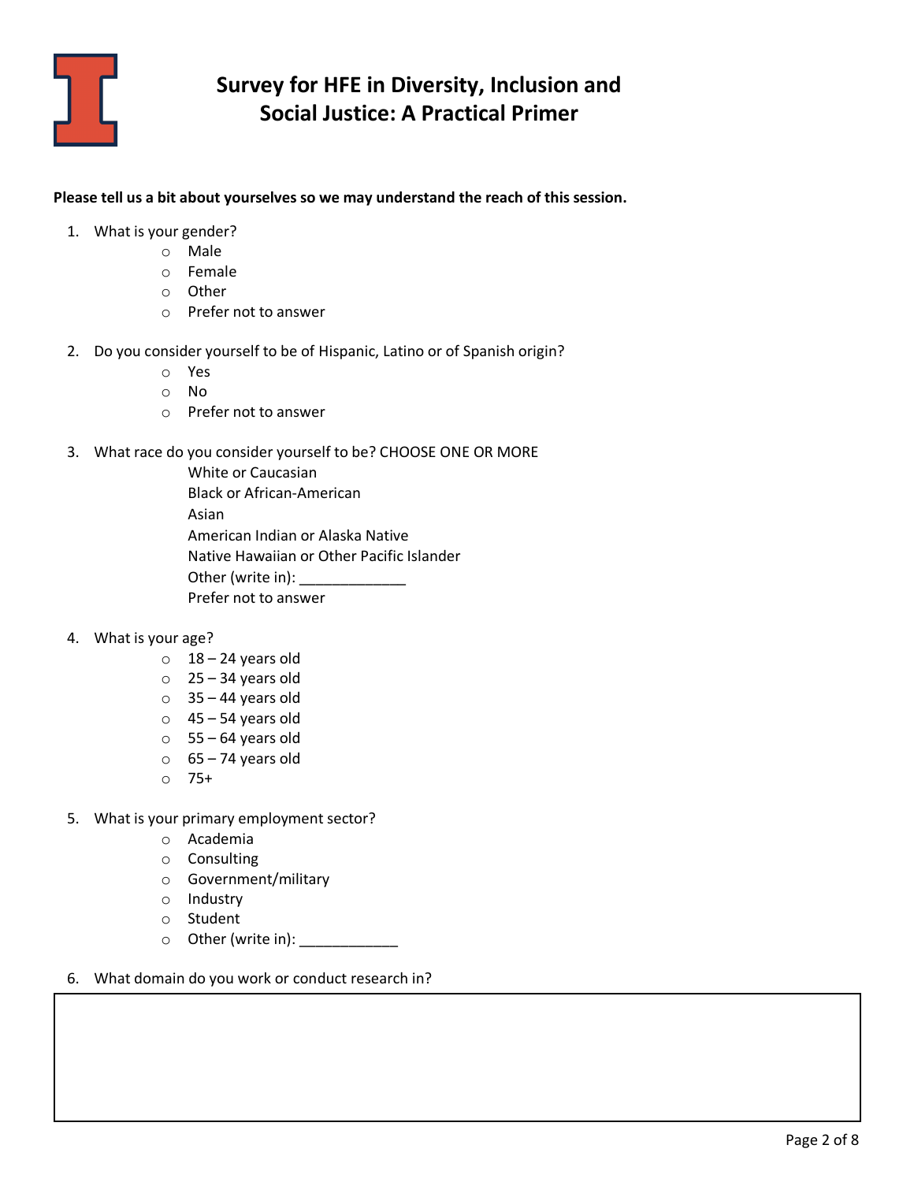# Survey for HFE in Diversity, Inclusion and Social Justice: A Practical Primer

**Please tell us a bit about yourselves so we may understand the reach of this session.**

1. What is your gender?
   - Male
   - Female
   - Other
   - Prefer not to answer

2. Do you consider yourself to be of Hispanic, Latino or of Spanish origin?
   - Yes
   - No
   - Prefer not to answer

3. What race do you consider yourself to be? CHOOSE ONE OR MORE

   White or Caucasian
   Black or African-American
   Asian
   American Indian or Alaska Native
   Native Hawaiian or Other Pacific Islander
   Other (write in): _____________
   Prefer not to answer

4. What is your age?
   - 18 – 24 years old
   - 25 – 34 years old
   - 35 – 44 years old
   - 45 – 54 years old
   - 55 – 64 years old
   - 65 – 74 years old
   - 75+

5. What is your primary employment sector?
   - Academia
   - Consulting
   - Government/military
   - Industry
   - Student
   - Other (write in): ____________

6. What domain do you work or conduct research in?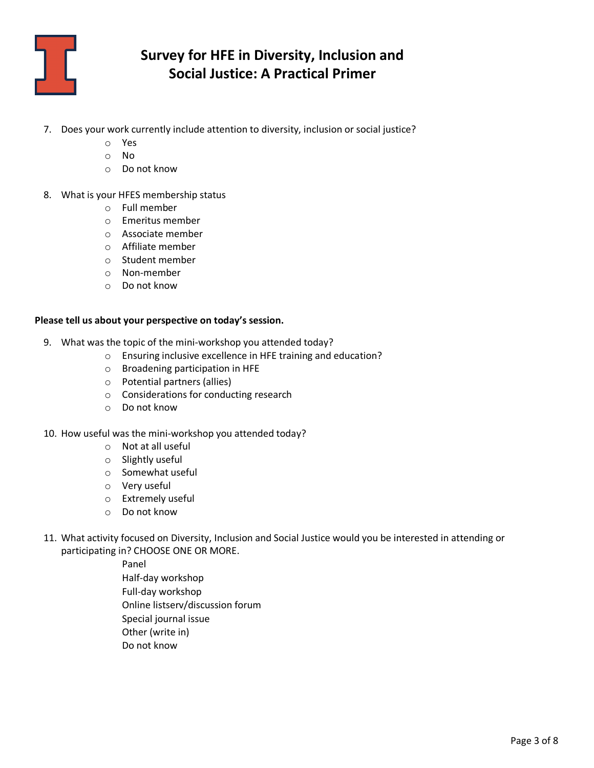# Survey for HFE in Diversity, Inclusion and Social Justice: A Practical Primer

7. Does your work currently include attention to diversity, inclusion or social justice?
   - Yes
   - No
   - Do not know

8. What is your HFES membership status
   - Full member
   - Emeritus member
   - Associate member
   - Affiliate member
   - Student member
   - Non-member
   - Do not know

**Please tell us about your perspective on today's session.**

9. What was the topic of the mini-workshop you attended today?
   - Ensuring inclusive excellence in HFE training and education?
   - Broadening participation in HFE
   - Potential partners (allies)
   - Considerations for conducting research
   - Do not know

10. How useful was the mini-workshop you attended today?
    - Not at all useful
    - Slightly useful
    - Somewhat useful
    - Very useful
    - Extremely useful
    - Do not know

11. What activity focused on Diversity, Inclusion and Social Justice would you be interested in attending or participating in? CHOOSE ONE OR MORE.

    Panel
    Half-day workshop
    Full-day workshop
    Online listserv/discussion forum
    Special journal issue
    Other (write in)
    Do not know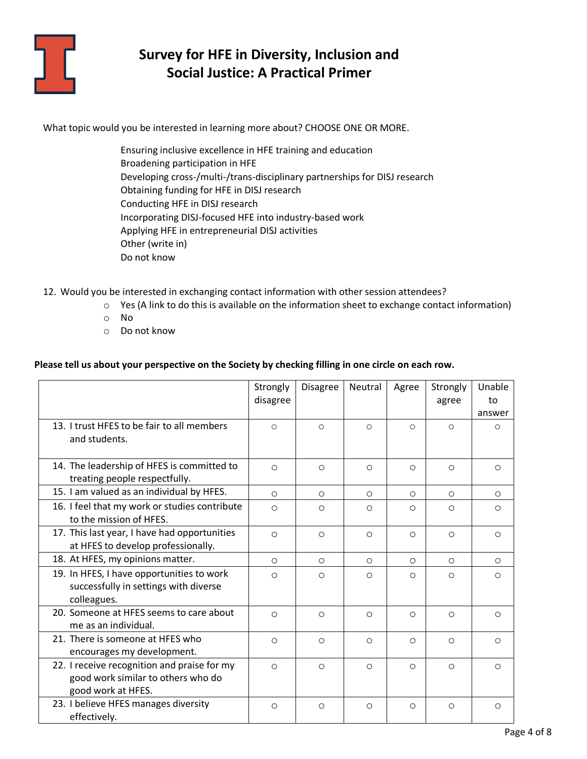# Survey for HFE in Diversity, Inclusion and Social Justice: A Practical Primer

What topic would you be interested in learning more about? CHOOSE ONE OR MORE.

Ensuring inclusive excellence in HFE training and education
Broadening participation in HFE
Developing cross-/multi-/trans-disciplinary partnerships for DISJ research
Obtaining funding for HFE in DISJ research
Conducting HFE in DISJ research
Incorporating DISJ-focused HFE into industry-based work
Applying HFE in entrepreneurial DISJ activities
Other (write in)
Do not know

12. Would you be interested in exchanging contact information with other session attendees?
    - ○ Yes (A link to do this is available on the information sheet to exchange contact information)
    - ○ No
    - ○ Do not know

**Please tell us about your perspective on the Society by checking filling in one circle on each row.**

| | Strongly disagree | Disagree | Neutral | Agree | Strongly agree | Unable to answer |
|---|---|---|---|---|---|---|
| 13. I trust HFES to be fair to all members and students. | ○ | ○ | ○ | ○ | ○ | ○ |
| 14. The leadership of HFES is committed to treating people respectfully. | ○ | ○ | ○ | ○ | ○ | ○ |
| 15. I am valued as an individual by HFES. | ○ | ○ | ○ | ○ | ○ | ○ |
| 16. I feel that my work or studies contribute to the mission of HFES. | ○ | ○ | ○ | ○ | ○ | ○ |
| 17. This last year, I have had opportunities at HFES to develop professionally. | ○ | ○ | ○ | ○ | ○ | ○ |
| 18. At HFES, my opinions matter. | ○ | ○ | ○ | ○ | ○ | ○ |
| 19. In HFES, I have opportunities to work successfully in settings with diverse colleagues. | ○ | ○ | ○ | ○ | ○ | ○ |
| 20. Someone at HFES seems to care about me as an individual. | ○ | ○ | ○ | ○ | ○ | ○ |
| 21. There is someone at HFES who encourages my development. | ○ | ○ | ○ | ○ | ○ | ○ |
| 22. I receive recognition and praise for my good work similar to others who do good work at HFES. | ○ | ○ | ○ | ○ | ○ | ○ |
| 23. I believe HFES manages diversity effectively. | ○ | ○ | ○ | ○ | ○ | ○ |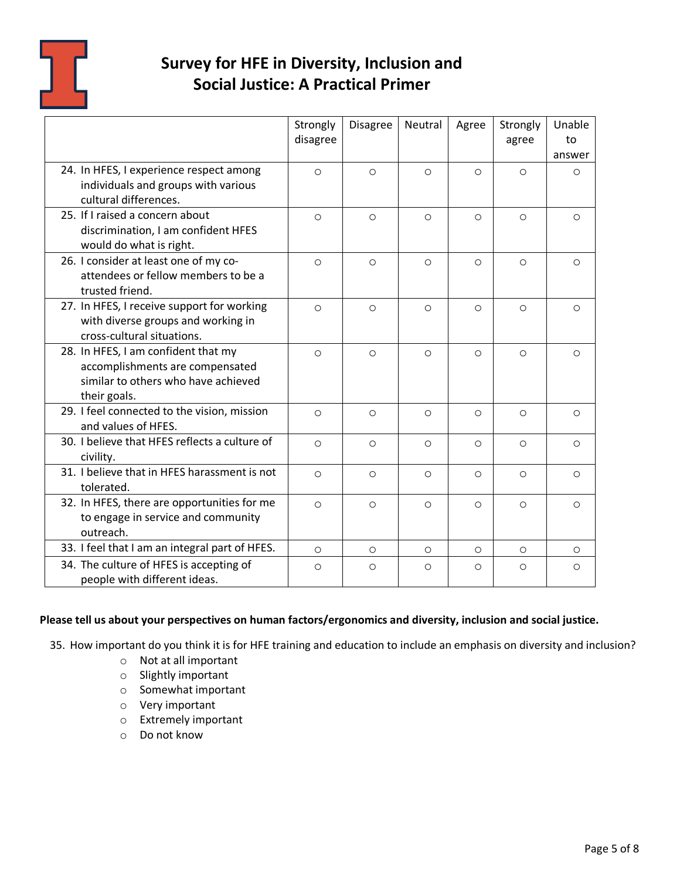# Survey for HFE in Diversity, Inclusion and Social Justice: A Practical Primer

| | Strongly disagree | Disagree | Neutral | Agree | Strongly agree | Unable to answer |
|---|---|---|---|---|---|---|
| 24. In HFES, I experience respect among individuals and groups with various cultural differences. | ○ | ○ | ○ | ○ | ○ | ○ |
| 25. If I raised a concern about discrimination, I am confident HFES would do what is right. | ○ | ○ | ○ | ○ | ○ | ○ |
| 26. I consider at least one of my co-attendees or fellow members to be a trusted friend. | ○ | ○ | ○ | ○ | ○ | ○ |
| 27. In HFES, I receive support for working with diverse groups and working in cross-cultural situations. | ○ | ○ | ○ | ○ | ○ | ○ |
| 28. In HFES, I am confident that my accomplishments are compensated similar to others who have achieved their goals. | ○ | ○ | ○ | ○ | ○ | ○ |
| 29. I feel connected to the vision, mission and values of HFES. | ○ | ○ | ○ | ○ | ○ | ○ |
| 30. I believe that HFES reflects a culture of civility. | ○ | ○ | ○ | ○ | ○ | ○ |
| 31. I believe that in HFES harassment is not tolerated. | ○ | ○ | ○ | ○ | ○ | ○ |
| 32. In HFES, there are opportunities for me to engage in service and community outreach. | ○ | ○ | ○ | ○ | ○ | ○ |
| 33. I feel that I am an integral part of HFES. | ○ | ○ | ○ | ○ | ○ | ○ |
| 34. The culture of HFES is accepting of people with different ideas. | ○ | ○ | ○ | ○ | ○ | ○ |

**Please tell us about your perspectives on human factors/ergonomics and diversity, inclusion and social justice.**

35. How important do you think it is for HFE training and education to include an emphasis on diversity and inclusion?
    - ○ Not at all important
    - ○ Slightly important
    - ○ Somewhat important
    - ○ Very important
    - ○ Extremely important
    - ○ Do not know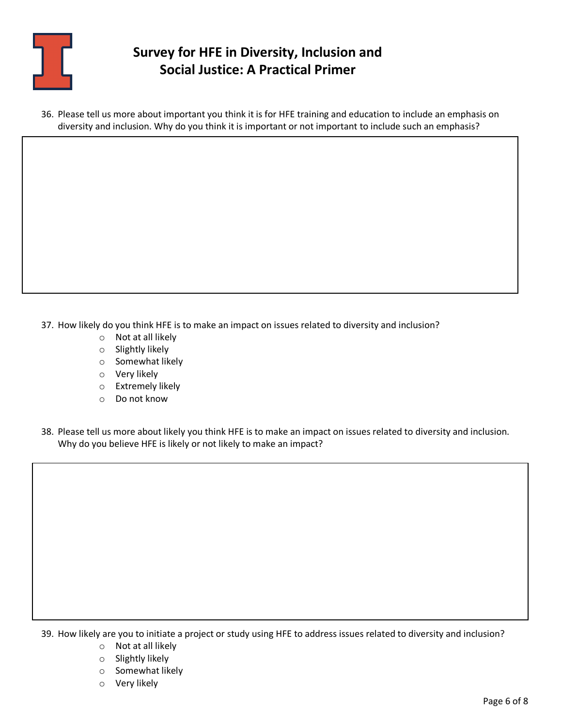36. Please tell us more about important you think it is for HFE training and education to include an emphasis on diversity and inclusion. Why do you think it is important or not important to include such an emphasis?

37. How likely do you think HFE is to make an impact on issues related to diversity and inclusion?
    - Not at all likely
    - Slightly likely
    - Somewhat likely
    - Very likely
    - Extremely likely
    - Do not know

38. Please tell us more about likely you think HFE is to make an impact on issues related to diversity and inclusion. Why do you believe HFE is likely or not likely to make an impact?

39. How likely are you to initiate a project or study using HFE to address issues related to diversity and inclusion?
    - Not at all likely
    - Slightly likely
    - Somewhat likely
    - Very likely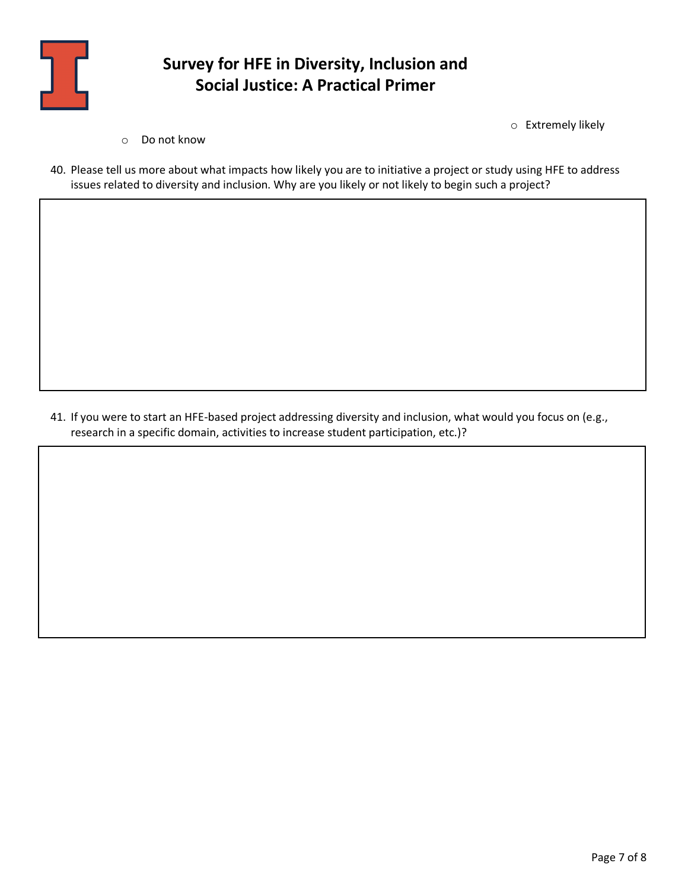- Extremely likely
- Do not know

40. Please tell us more about what impacts how likely you are to initiative a project or study using HFE to address issues related to diversity and inclusion. Why are you likely or not likely to begin such a project?

41. If you were to start an HFE-based project addressing diversity and inclusion, what would you focus on (e.g., research in a specific domain, activities to increase student participation, etc.)?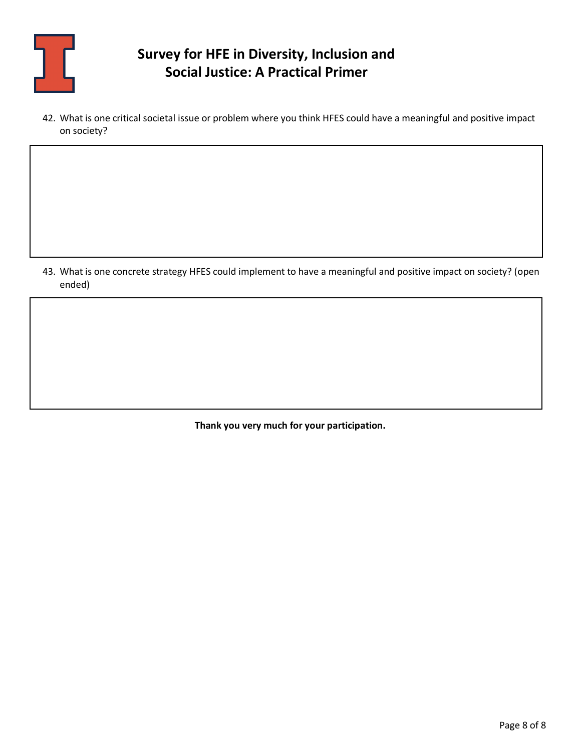# Survey for HFE in Diversity, Inclusion and Social Justice: A Practical Primer

42. What is one critical societal issue or problem where you think HFES could have a meaningful and positive impact on society?

43. What is one concrete strategy HFES could implement to have a meaningful and positive impact on society? (open ended)

**Thank you very much for your participation.**